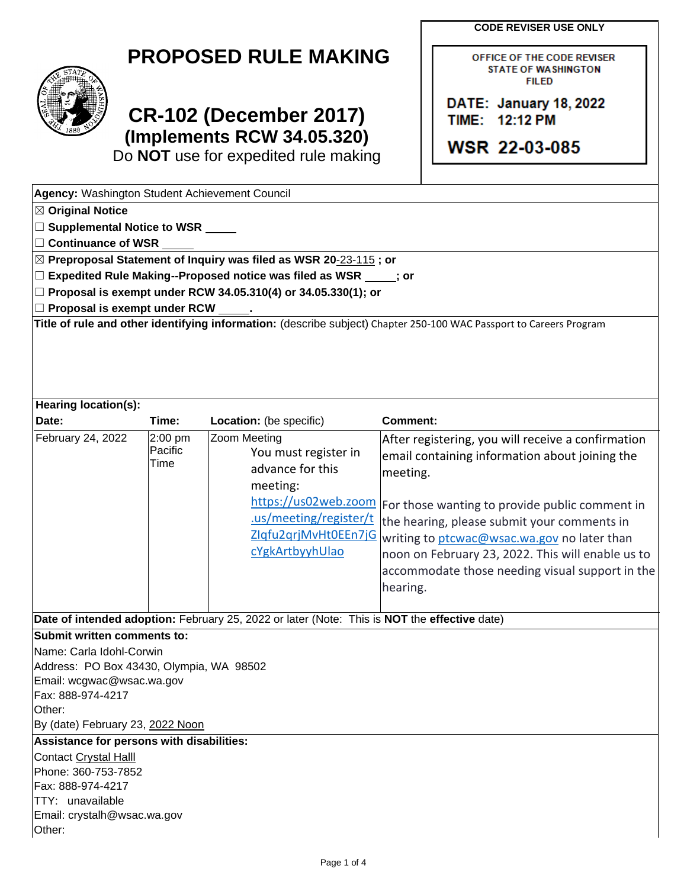# PROPOSED RULE MAKING

# CR-102 (December 2017)

## (Implements RCW 34.05.320)

Do **NOT** use for expedited rule making

**CODE REVISER USE ONLY**

OFFICE OF THE CODE REVISER
STATE OF WASHINGTON
FILED

**DATE: January 18, 2022**
**TIME: 12:12 PM**

**WSR 22-03-085**

**Agency:** Washington Student Achievement Council

☒ **Original Notice**

☐ **Supplemental Notice to WSR** _____

☐ **Continuance of WSR** _____

☒ **Preproposal Statement of Inquiry was filed as WSR 20-23-115 ; or**

☐ **Expedited Rule Making--Proposed notice was filed as WSR _____; or**

☐ **Proposal is exempt under RCW 34.05.310(4) or 34.05.330(1); or**

☐ **Proposal is exempt under RCW _____.**

**Title of rule and other identifying information:** (describe subject) Chapter 250-100 WAC Passport to Careers Program

**Hearing location(s):**

| **Date:** | **Time:** | **Location:** (be specific) | **Comment:** |
|---|---|---|---|
| February 24, 2022 | 2:00 pm Pacific Time | Zoom Meeting<br>You must register in advance for this meeting: https://us02web.zoom.us/meeting/register/tZIqfu2qrjMvHt0EEn7jGcYgkArtbyyhUlao | After registering, you will receive a confirmation email containing information about joining the meeting.<br><br>For those wanting to provide public comment in the hearing, please submit your comments in writing to ptcwac@wsac.wa.gov no later than noon on February 23, 2022. This will enable us to accommodate those needing visual support in the hearing. |

**Date of intended adoption:** February 25, 2022 or later (Note: This is **NOT** the **effective** date)

**Submit written comments to:**

Name: Carla Idohl-Corwin

Address: PO Box 43430, Olympia, WA 98502

Email: wcgwac@wsac.wa.gov

Fax: 888-974-4217

Other:

By (date) February 23, 2022 Noon

**Assistance for persons with disabilities:**

Contact Crystal Halll

Phone: 360-753-7852

Fax: 888-974-4217

TTY: unavailable

Email: crystalh@wsac.wa.gov

Other: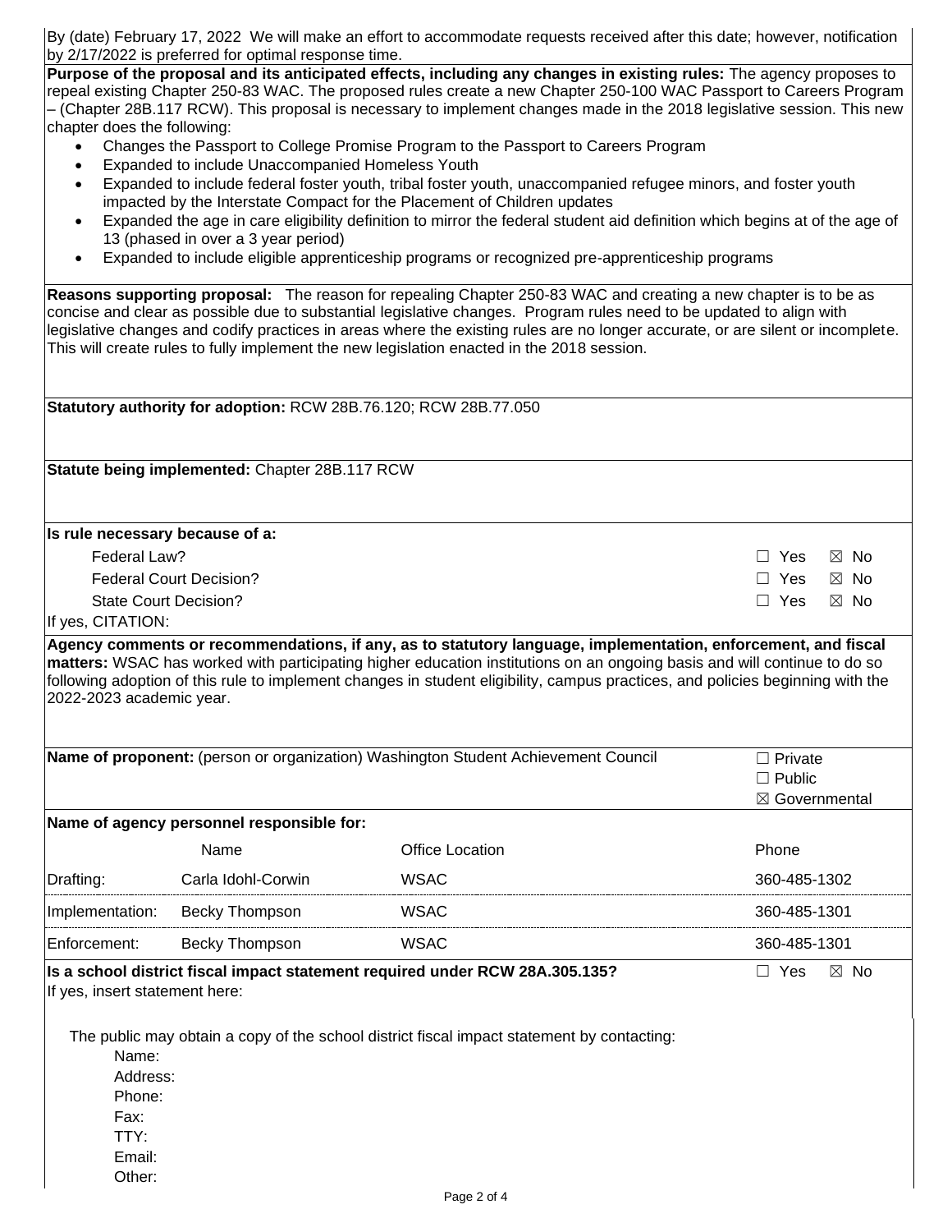By (date) February 17, 2022 We will make an effort to accommodate requests received after this date; however, notification by 2/17/2022 is preferred for optimal response time.

**Purpose of the proposal and its anticipated effects, including any changes in existing rules:** The agency proposes to repeal existing Chapter 250-83 WAC. The proposed rules create a new Chapter 250-100 WAC Passport to Careers Program – (Chapter 28B.117 RCW). This proposal is necessary to implement changes made in the 2018 legislative session. This new chapter does the following:

- Changes the Passport to College Promise Program to the Passport to Careers Program
- Expanded to include Unaccompanied Homeless Youth
- Expanded to include federal foster youth, tribal foster youth, unaccompanied refugee minors, and foster youth impacted by the Interstate Compact for the Placement of Children updates
- Expanded the age in care eligibility definition to mirror the federal student aid definition which begins at of the age of 13 (phased in over a 3 year period)
- Expanded to include eligible apprenticeship programs or recognized pre-apprenticeship programs

**Reasons supporting proposal:** The reason for repealing Chapter 250-83 WAC and creating a new chapter is to be as concise and clear as possible due to substantial legislative changes. Program rules need to be updated to align with legislative changes and codify practices in areas where the existing rules are no longer accurate, or are silent or incomplete. This will create rules to fully implement the new legislation enacted in the 2018 session.

**Statutory authority for adoption:** RCW 28B.76.120; RCW 28B.77.050

**Statute being implemented:** Chapter 28B.117 RCW

**Is rule necessary because of a:**

| | |
|---|---|
| Federal Law? | ☐ Yes ☒ No |
| Federal Court Decision? | ☐ Yes ☒ No |
| State Court Decision? | ☐ Yes ☒ No |

If yes, CITATION:

**Agency comments or recommendations, if any, as to statutory language, implementation, enforcement, and fiscal matters:** WSAC has worked with participating higher education institutions on an ongoing basis and will continue to do so following adoption of this rule to implement changes in student eligibility, campus practices, and policies beginning with the 2022-2023 academic year.

**Name of proponent:** (person or organization) Washington Student Achievement Council ☐ Private ☐ Public ☒ Governmental

**Name of agency personnel responsible for:**

| | Name | Office Location | Phone |
|---|---|---|---|
| Drafting: | Carla Idohl-Corwin | WSAC | 360-485-1302 |
| Implementation: | Becky Thompson | WSAC | 360-485-1301 |
| Enforcement: | Becky Thompson | WSAC | 360-485-1301 |

**Is a school district fiscal impact statement required under RCW 28A.305.135?** ☐ Yes ☒ No

If yes, insert statement here:

The public may obtain a copy of the school district fiscal impact statement by contacting:

Name:
Address:
Phone:
Fax:
TTY:
Email:
Other: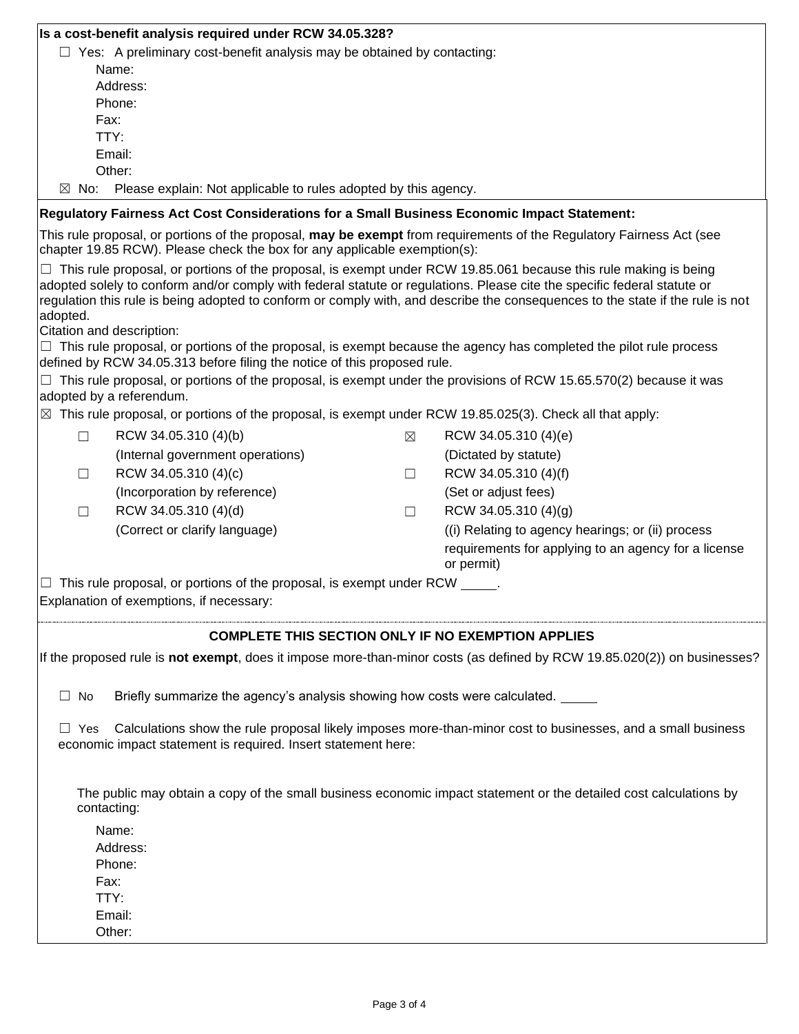**Is a cost-benefit analysis required under RCW 34.05.328?**

☐ Yes: A preliminary cost-benefit analysis may be obtained by contacting:

Name:
Address:
Phone:
Fax:
TTY:
Email:
Other:

☒ No: Please explain: Not applicable to rules adopted by this agency.

**Regulatory Fairness Act Cost Considerations for a Small Business Economic Impact Statement:**

This rule proposal, or portions of the proposal, **may be exempt** from requirements of the Regulatory Fairness Act (see chapter 19.85 RCW). Please check the box for any applicable exemption(s):

☐ This rule proposal, or portions of the proposal, is exempt under RCW 19.85.061 because this rule making is being adopted solely to conform and/or comply with federal statute or regulations. Please cite the specific federal statute or regulation this rule is being adopted to conform or comply with, and describe the consequences to the state if the rule is not adopted.

Citation and description:

☐ This rule proposal, or portions of the proposal, is exempt because the agency has completed the pilot rule process defined by RCW 34.05.313 before filing the notice of this proposed rule.

☐ This rule proposal, or portions of the proposal, is exempt under the provisions of RCW 15.65.570(2) because it was adopted by a referendum.

☒ This rule proposal, or portions of the proposal, is exempt under RCW 19.85.025(3). Check all that apply:

| | | | |
|---|---|---|---|
| ☐ | RCW 34.05.310 (4)(b) (Internal government operations) | ☒ | RCW 34.05.310 (4)(e) (Dictated by statute) |
| ☐ | RCW 34.05.310 (4)(c) (Incorporation by reference) | ☐ | RCW 34.05.310 (4)(f) (Set or adjust fees) |
| ☐ | RCW 34.05.310 (4)(d) (Correct or clarify language) | ☐ | RCW 34.05.310 (4)(g) ((i) Relating to agency hearings; or (ii) process requirements for applying to an agency for a license or permit) |

☐ This rule proposal, or portions of the proposal, is exempt under RCW \_\_\_\_\_.

Explanation of exemptions, if necessary:

**COMPLETE THIS SECTION ONLY IF NO EXEMPTION APPLIES**

If the proposed rule is **not exempt**, does it impose more-than-minor costs (as defined by RCW 19.85.020(2)) on businesses?

☐ No Briefly summarize the agency's analysis showing how costs were calculated. \_\_\_\_\_

☐ Yes Calculations show the rule proposal likely imposes more-than-minor cost to businesses, and a small business economic impact statement is required. Insert statement here:

The public may obtain a copy of the small business economic impact statement or the detailed cost calculations by contacting:

Name:
Address:
Phone:
Fax:
TTY:
Email:
Other: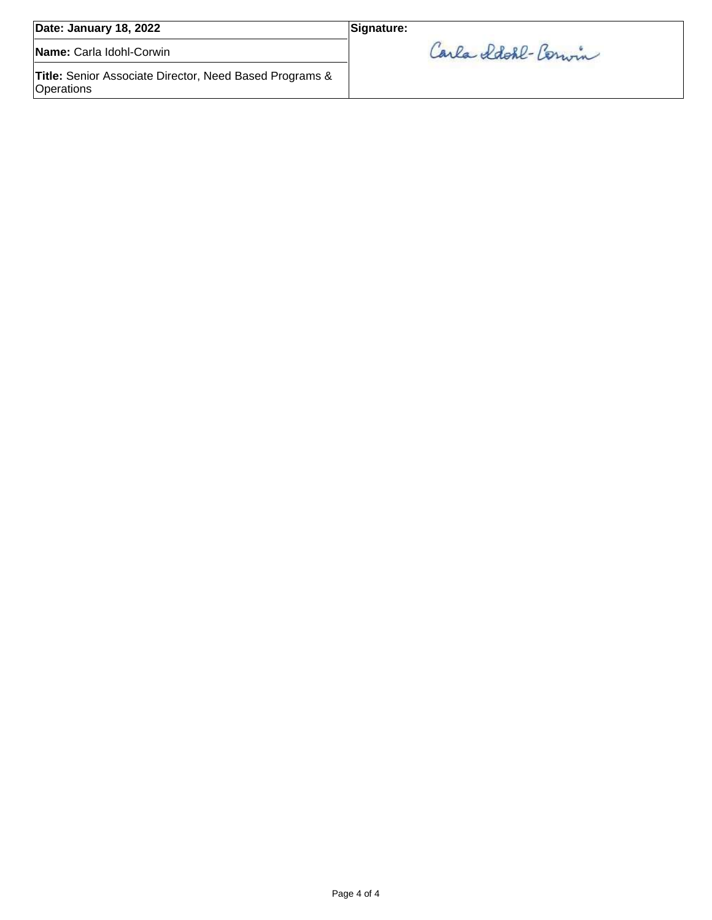| | |
|---|---|
| **Date: January 18, 2022** | **Signature:** |
| **Name:** Carla Idohl-Corwin | Carla Idohl-Corwin |
| **Title:** Senior Associate Director, Need Based Programs & Operations | |